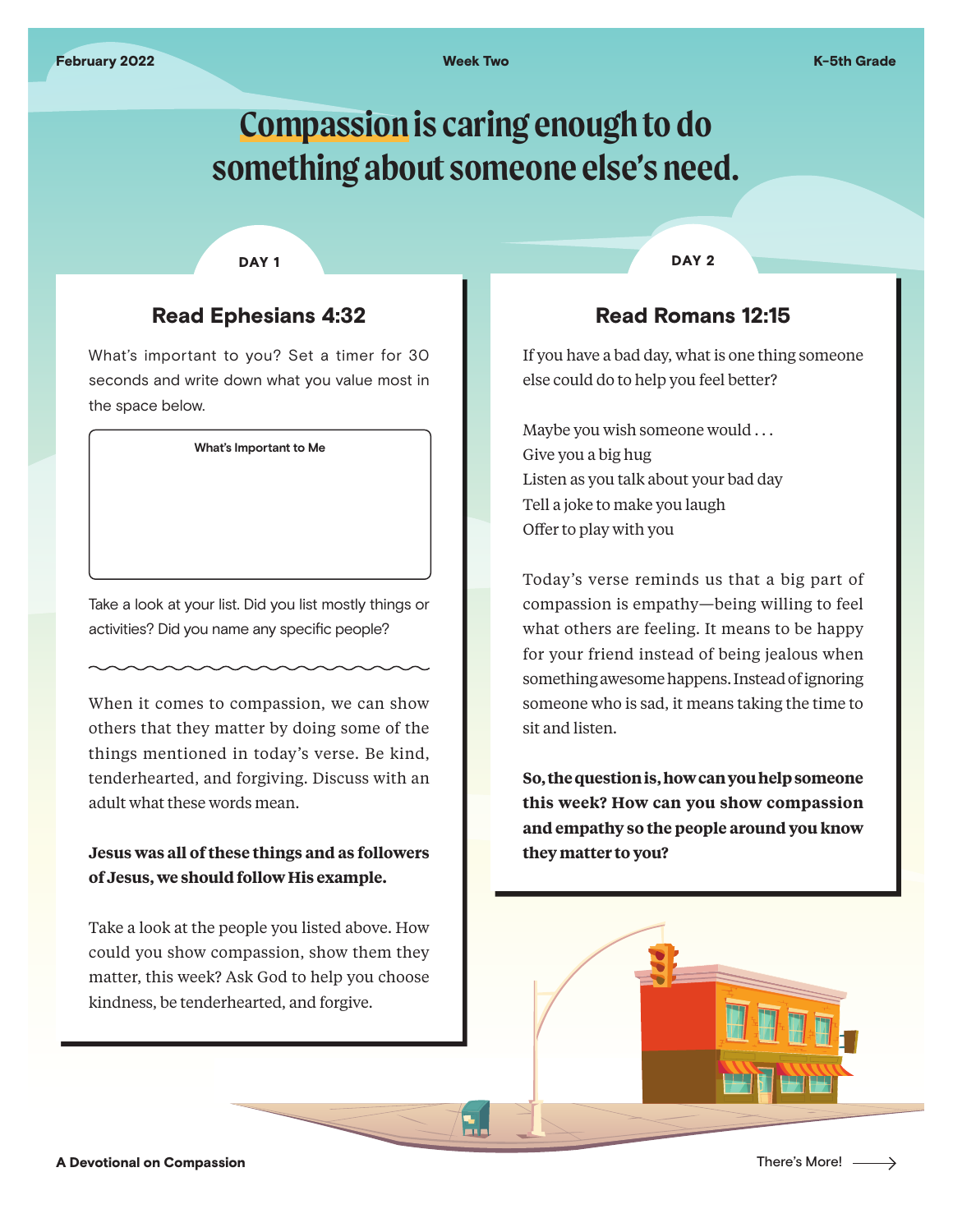February 2022 | Week Two | K-5th Grade

# Compassion is caring enough to do something about someone else's need.

## DAY 1

### Read Ephesians 4:32

What's important to you? Set a timer for 30 seconds and write down what you value most in the space below.

**What's Important to Me**

Take a look at your list. Did you list mostly things or activities? Did you name any specific people?

When it comes to compassion, we can show others that they matter by doing some of the things mentioned in today's verse. Be kind, tenderhearted, and forgiving. Discuss with an adult what these words mean.

**Jesus was all of these things and as followers of Jesus, we should follow His example.**

Take a look at the people you listed above. How could you show compassion, show them they matter, this week? Ask God to help you choose kindness, be tenderhearted, and forgive.

## DAY 2

### Read Romans 12:15

If you have a bad day, what is one thing someone else could do to help you feel better?

Maybe you wish someone would . . .
Give you a big hug
Listen as you talk about your bad day
Tell a joke to make you laugh
Offer to play with you

Today's verse reminds us that a big part of compassion is empathy—being willing to feel what others are feeling. It means to be happy for your friend instead of being jealous when something awesome happens. Instead of ignoring someone who is sad, it means taking the time to sit and listen.

**So, the question is, how can you help someone this week? How can you show compassion and empathy so the people around you know they matter to you?**

A Devotional on Compassion

There's More!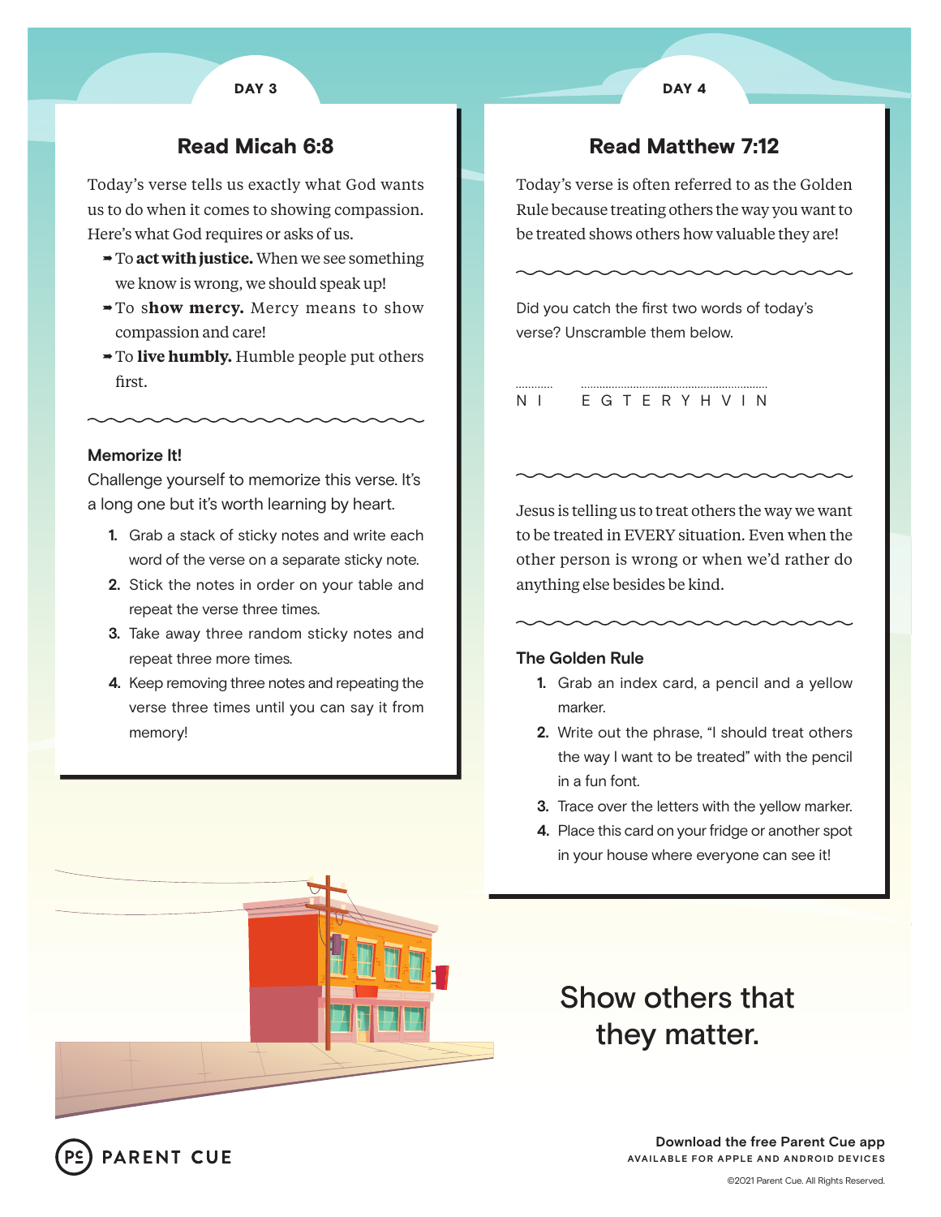DAY 3

## Read Micah 6:8

Today's verse tells us exactly what God wants us to do when it comes to showing compassion. Here's what God requires or asks of us.

- To **act with justice.** When we see something we know is wrong, we should speak up!
- To **show mercy.** Mercy means to show compassion and care!
- To **live humbly.** Humble people put others first.

### Memorize It!

Challenge yourself to memorize this verse. It's a long one but it's worth learning by heart.

1. Grab a stack of sticky notes and write each word of the verse on a separate sticky note.
2. Stick the notes in order on your table and repeat the verse three times.
3. Take away three random sticky notes and repeat three more times.
4. Keep removing three notes and repeating the verse three times until you can say it from memory!

DAY 4

## Read Matthew 7:12

Today's verse is often referred to as the Golden Rule because treating others the way you want to be treated shows others how valuable they are!

Did you catch the first two words of today's verse? Unscramble them below.

........ ..................................................

N I     E G T E R Y H V I N

Jesus is telling us to treat others the way we want to be treated in EVERY situation. Even when the other person is wrong or when we'd rather do anything else besides be kind.

### The Golden Rule

1. Grab an index card, a pencil and a yellow marker.
2. Write out the phrase, "I should treat others the way I want to be treated" with the pencil in a fun font.
3. Trace over the letters with the yellow marker.
4. Place this card on your fridge or another spot in your house where everyone can see it!

Show others that they matter.

PARENT CUE

**Download the free Parent Cue app**
AVAILABLE FOR APPLE AND ANDROID DEVICES

©2021 Parent Cue. All Rights Reserved.